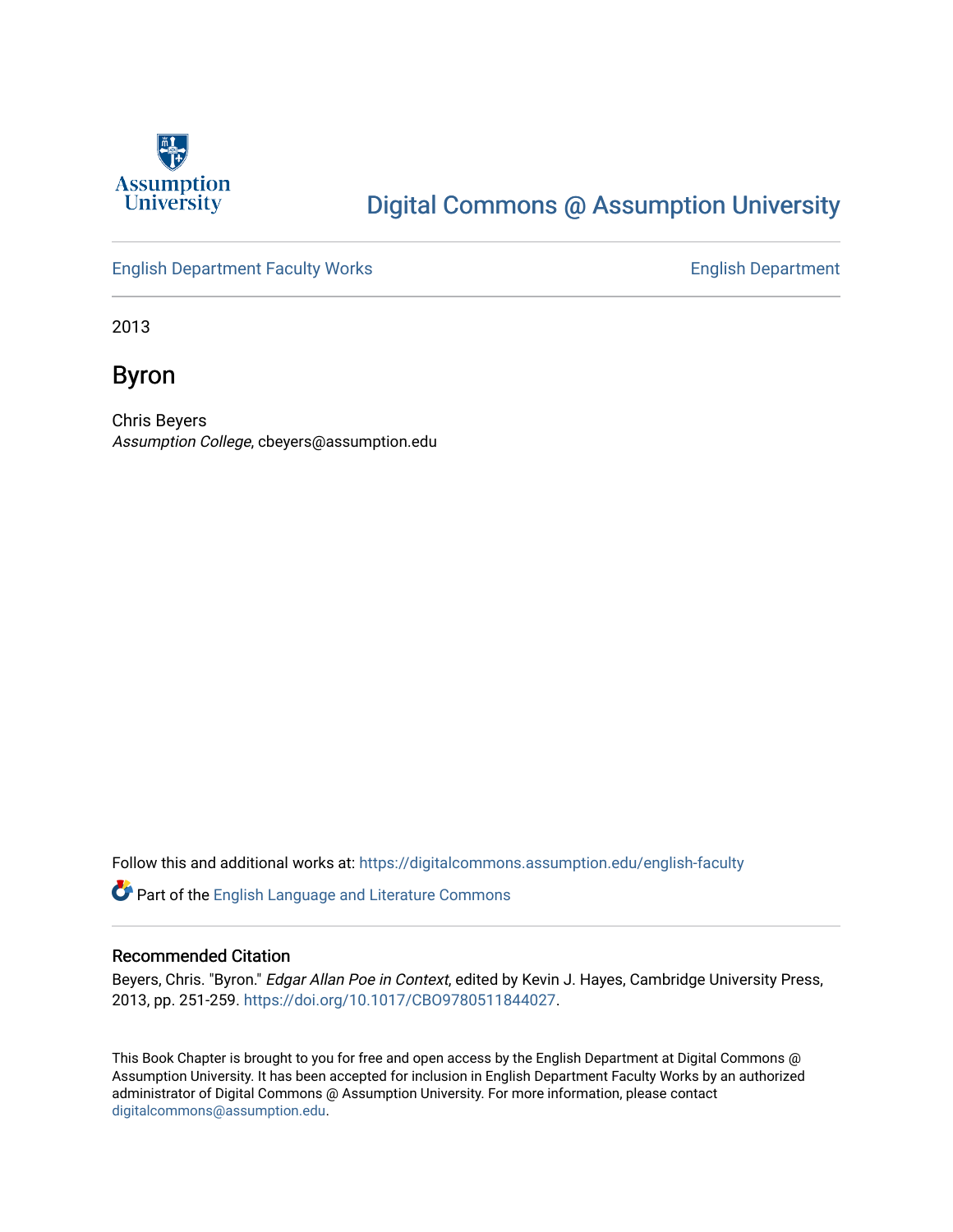Assumption University

# Digital Commons @ Assumption University

English Department Faculty Works | English Department

2013

## Byron

Chris Beyers
*Assumption College*, cbeyers@assumption.edu

Follow this and additional works at: https://digitalcommons.assumption.edu/english-faculty

Part of the English Language and Literature Commons

### Recommended Citation

Beyers, Chris. "Byron." *Edgar Allan Poe in Context*, edited by Kevin J. Hayes, Cambridge University Press, 2013, pp. 251-259. https://doi.org/10.1017/CBO9780511844027.

This Book Chapter is brought to you for free and open access by the English Department at Digital Commons @ Assumption University. It has been accepted for inclusion in English Department Faculty Works by an authorized administrator of Digital Commons @ Assumption University. For more information, please contact digitalcommons@assumption.edu.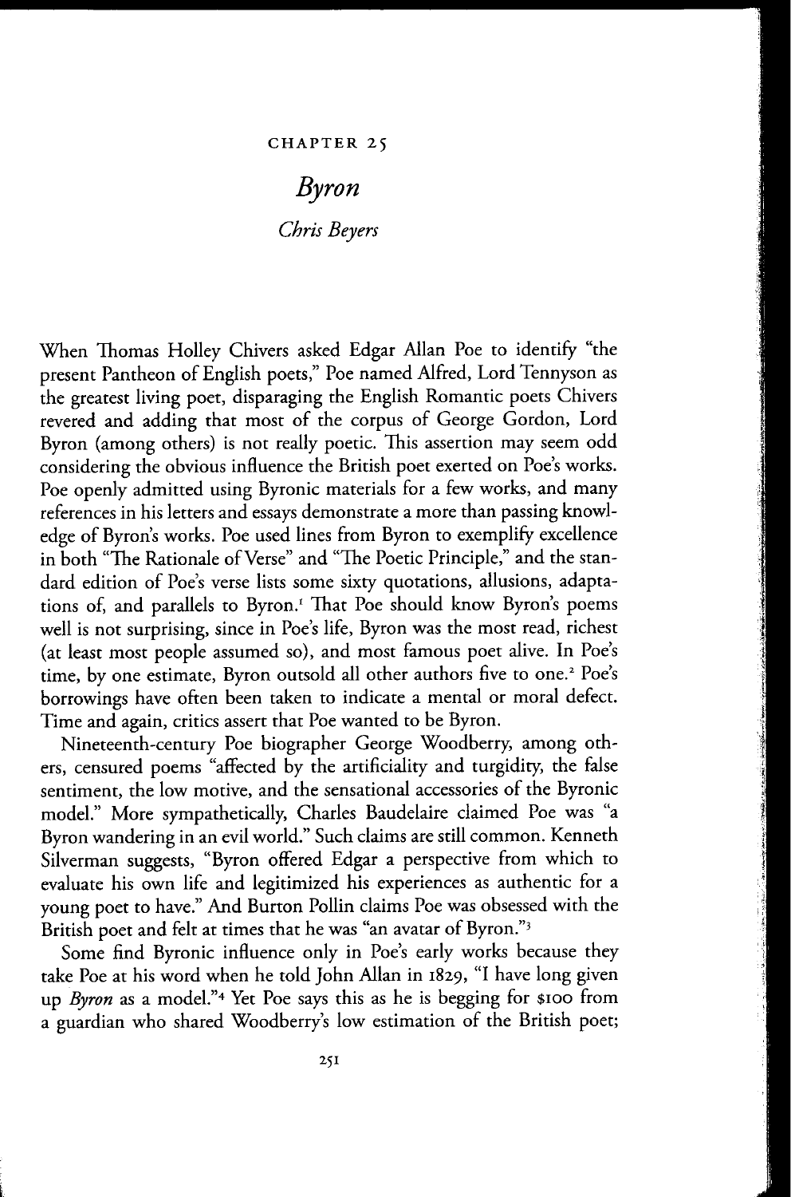CHAPTER 25

# *Byron*

*Chris Beyers*

When Thomas Holley Chivers asked Edgar Allan Poe to identify "the present Pantheon of English poets," Poe named Alfred, Lord Tennyson as the greatest living poet, disparaging the English Romantic poets Chivers revered and adding that most of the corpus of George Gordon, Lord Byron (among others) is not really poetic. This assertion may seem odd considering the obvious influence the British poet exerted on Poe's works. Poe openly admitted using Byronic materials for a few works, and many references in his letters and essays demonstrate a more than passing knowledge of Byron's works. Poe used lines from Byron to exemplify excellence in both "The Rationale of Verse" and "The Poetic Principle," and the standard edition of Poe's verse lists some sixty quotations, allusions, adaptations of, and parallels to Byron.[1] That Poe should know Byron's poems well is not surprising, since in Poe's life, Byron was the most read, richest (at least most people assumed so), and most famous poet alive. In Poe's time, by one estimate, Byron outsold all other authors five to one.[2] Poe's borrowings have often been taken to indicate a mental or moral defect. Time and again, critics assert that Poe wanted to be Byron.

Nineteenth-century Poe biographer George Woodberry, among others, censured poems "affected by the artificiality and turgidity, the false sentiment, the low motive, and the sensational accessories of the Byronic model." More sympathetically, Charles Baudelaire claimed Poe was "a Byron wandering in an evil world." Such claims are still common. Kenneth Silverman suggests, "Byron offered Edgar a perspective from which to evaluate his own life and legitimized his experiences as authentic for a young poet to have." And Burton Pollin claims Poe was obsessed with the British poet and felt at times that he was "an avatar of Byron."[3]

Some find Byronic influence only in Poe's early works because they take Poe at his word when he told John Allan in 1829, "I have long given up *Byron* as a model."[4] Yet Poe says this as he is begging for $100 from a guardian who shared Woodberry's low estimation of the British poet;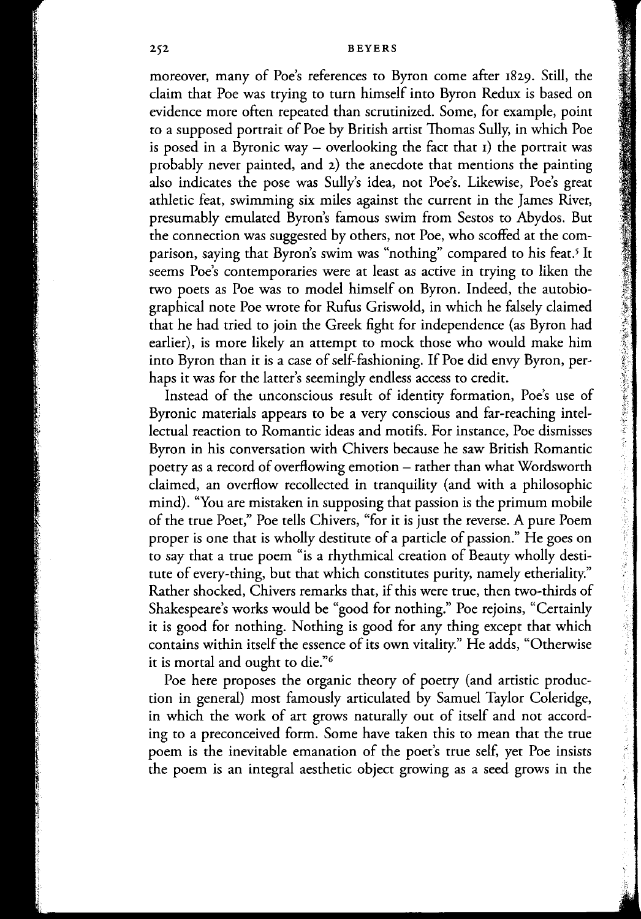moreover, many of Poe's references to Byron come after 1829. Still, the claim that Poe was trying to turn himself into Byron Redux is based on evidence more often repeated than scrutinized. Some, for example, point to a supposed portrait of Poe by British artist Thomas Sully, in which Poe is posed in a Byronic way – overlooking the fact that 1) the portrait was probably never painted, and 2) the anecdote that mentions the painting also indicates the pose was Sully's idea, not Poe's. Likewise, Poe's great athletic feat, swimming six miles against the current in the James River, presumably emulated Byron's famous swim from Sestos to Abydos. But the connection was suggested by others, not Poe, who scoffed at the comparison, saying that Byron's swim was "nothing" compared to his feat.[5] It seems Poe's contemporaries were at least as active in trying to liken the two poets as Poe was to model himself on Byron. Indeed, the autobiographical note Poe wrote for Rufus Griswold, in which he falsely claimed that he had tried to join the Greek fight for independence (as Byron had earlier), is more likely an attempt to mock those who would make him into Byron than it is a case of self-fashioning. If Poe did envy Byron, perhaps it was for the latter's seemingly endless access to credit.

Instead of the unconscious result of identity formation, Poe's use of Byronic materials appears to be a very conscious and far-reaching intellectual reaction to Romantic ideas and motifs. For instance, Poe dismisses Byron in his conversation with Chivers because he saw British Romantic poetry as a record of overflowing emotion – rather than what Wordsworth claimed, an overflow recollected in tranquility (and with a philosophic mind). "You are mistaken in supposing that passion is the primum mobile of the true Poet," Poe tells Chivers, "for it is just the reverse. A pure Poem proper is one that is wholly destitute of a particle of passion." He goes on to say that a true poem "is a rhythmical creation of Beauty wholly destitute of every-thing, but that which constitutes purity, namely etheriality." Rather shocked, Chivers remarks that, if this were true, then two-thirds of Shakespeare's works would be "good for nothing." Poe rejoins, "Certainly it is good for nothing. Nothing is good for any thing except that which contains within itself the essence of its own vitality." He adds, "Otherwise it is mortal and ought to die."[6]

Poe here proposes the organic theory of poetry (and artistic production in general) most famously articulated by Samuel Taylor Coleridge, in which the work of art grows naturally out of itself and not according to a preconceived form. Some have taken this to mean that the true poem is the inevitable emanation of the poet's true self, yet Poe insists the poem is an integral aesthetic object growing as a seed grows in the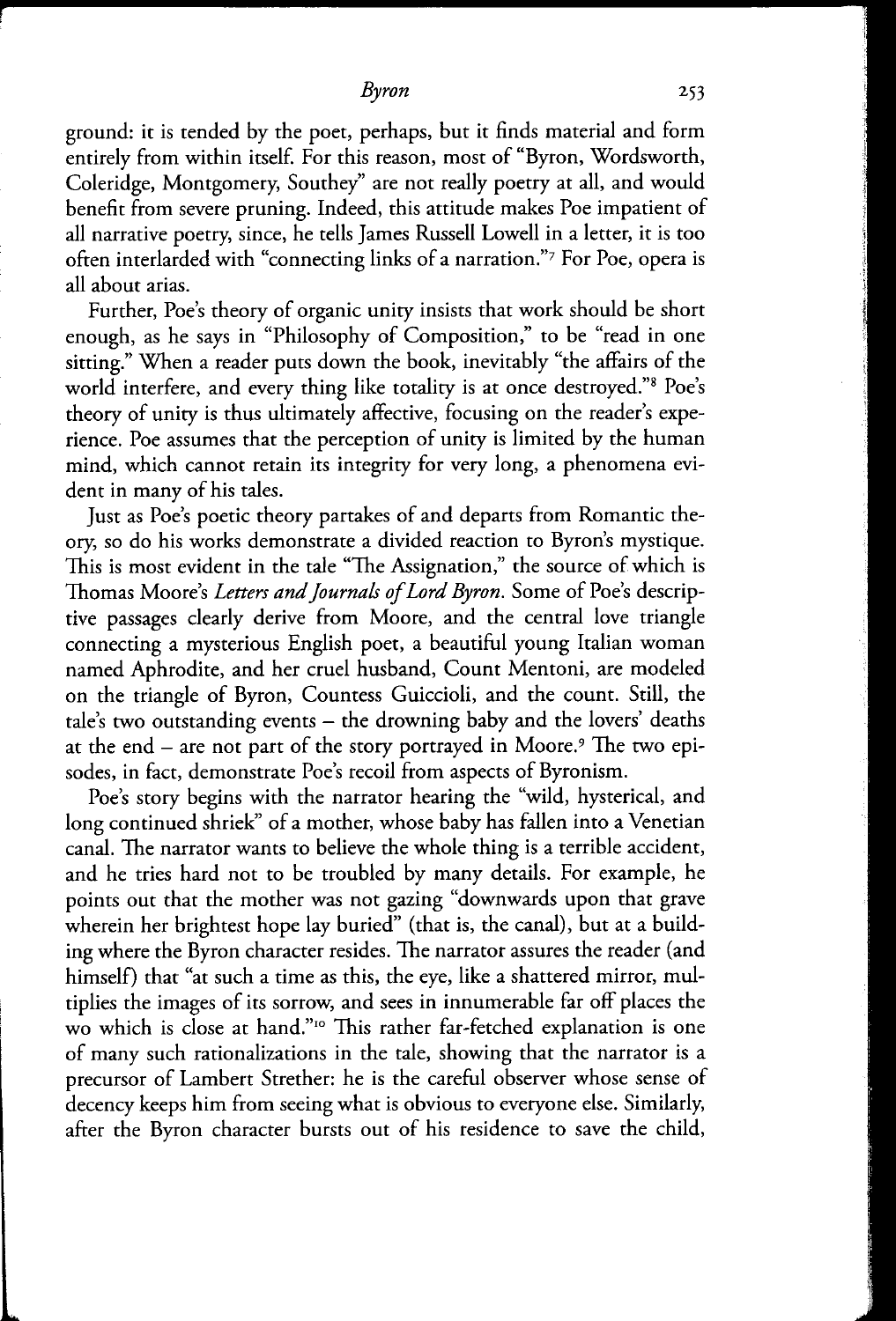ground: it is tended by the poet, perhaps, but it finds material and form entirely from within itself. For this reason, most of "Byron, Wordsworth, Coleridge, Montgomery, Southey" are not really poetry at all, and would benefit from severe pruning. Indeed, this attitude makes Poe impatient of all narrative poetry, since, he tells James Russell Lowell in a letter, it is too often interlarded with "connecting links of a narration."[7] For Poe, opera is all about arias.

Further, Poe's theory of organic unity insists that work should be short enough, as he says in "Philosophy of Composition," to be "read in one sitting." When a reader puts down the book, inevitably "the affairs of the world interfere, and every thing like totality is at once destroyed."[8] Poe's theory of unity is thus ultimately affective, focusing on the reader's experience. Poe assumes that the perception of unity is limited by the human mind, which cannot retain its integrity for very long, a phenomena evident in many of his tales.

Just as Poe's poetic theory partakes of and departs from Romantic theory, so do his works demonstrate a divided reaction to Byron's mystique. This is most evident in the tale "The Assignation," the source of which is Thomas Moore's *Letters and Journals of Lord Byron*. Some of Poe's descriptive passages clearly derive from Moore, and the central love triangle connecting a mysterious English poet, a beautiful young Italian woman named Aphrodite, and her cruel husband, Count Mentoni, are modeled on the triangle of Byron, Countess Guiccioli, and the count. Still, the tale's two outstanding events – the drowning baby and the lovers' deaths at the end – are not part of the story portrayed in Moore.[9] The two episodes, in fact, demonstrate Poe's recoil from aspects of Byronism.

Poe's story begins with the narrator hearing the "wild, hysterical, and long continued shriek" of a mother, whose baby has fallen into a Venetian canal. The narrator wants to believe the whole thing is a terrible accident, and he tries hard not to be troubled by many details. For example, he points out that the mother was not gazing "downwards upon that grave wherein her brightest hope lay buried" (that is, the canal), but at a building where the Byron character resides. The narrator assures the reader (and himself) that "at such a time as this, the eye, like a shattered mirror, multiplies the images of its sorrow, and sees in innumerable far off places the wo which is close at hand."[10] This rather far-fetched explanation is one of many such rationalizations in the tale, showing that the narrator is a precursor of Lambert Strether: he is the careful observer whose sense of decency keeps him from seeing what is obvious to everyone else. Similarly, after the Byron character bursts out of his residence to save the child,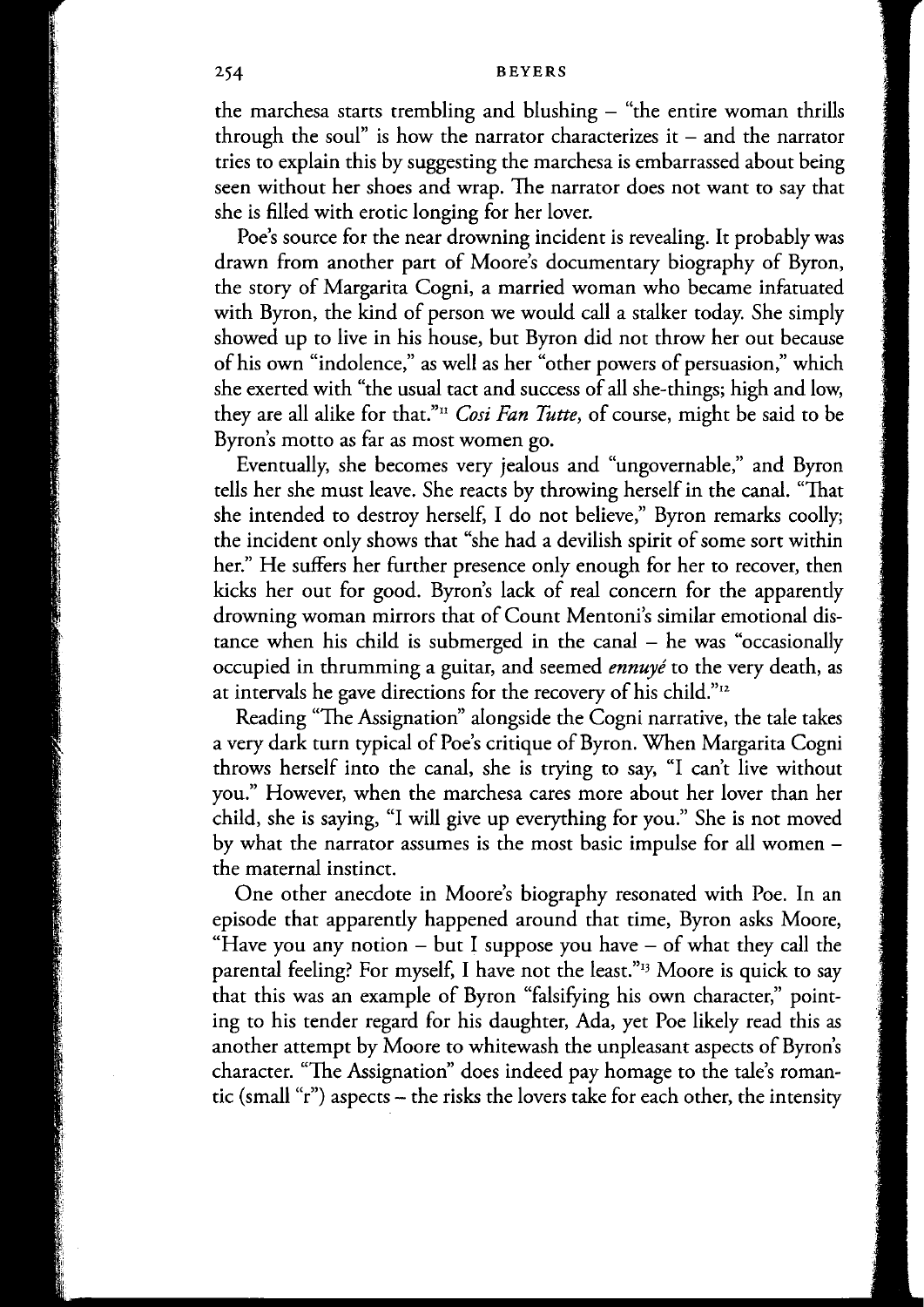the marchesa starts trembling and blushing – "the entire woman thrills through the soul" is how the narrator characterizes it – and the narrator tries to explain this by suggesting the marchesa is embarrassed about being seen without her shoes and wrap. The narrator does not want to say that she is filled with erotic longing for her lover.

Poe's source for the near drowning incident is revealing. It probably was drawn from another part of Moore's documentary biography of Byron, the story of Margarita Cogni, a married woman who became infatuated with Byron, the kind of person we would call a stalker today. She simply showed up to live in his house, but Byron did not throw her out because of his own "indolence," as well as her "other powers of persuasion," which she exerted with "the usual tact and success of all she-things; high and low, they are all alike for that."[11] *Cosi Fan Tutte*, of course, might be said to be Byron's motto as far as most women go.

Eventually, she becomes very jealous and "ungovernable," and Byron tells her she must leave. She reacts by throwing herself in the canal. "That she intended to destroy herself, I do not believe," Byron remarks coolly; the incident only shows that "she had a devilish spirit of some sort within her." He suffers her further presence only enough for her to recover, then kicks her out for good. Byron's lack of real concern for the apparently drowning woman mirrors that of Count Mentoni's similar emotional distance when his child is submerged in the canal – he was "occasionally occupied in thrumming a guitar, and seemed *ennuyé* to the very death, as at intervals he gave directions for the recovery of his child."[12]

Reading "The Assignation" alongside the Cogni narrative, the tale takes a very dark turn typical of Poe's critique of Byron. When Margarita Cogni throws herself into the canal, she is trying to say, "I can't live without you." However, when the marchesa cares more about her lover than her child, she is saying, "I will give up everything for you." She is not moved by what the narrator assumes is the most basic impulse for all women – the maternal instinct.

One other anecdote in Moore's biography resonated with Poe. In an episode that apparently happened around that time, Byron asks Moore, "Have you any notion – but I suppose you have – of what they call the parental feeling? For myself, I have not the least."[13] Moore is quick to say that this was an example of Byron "falsifying his own character," pointing to his tender regard for his daughter, Ada, yet Poe likely read this as another attempt by Moore to whitewash the unpleasant aspects of Byron's character. "The Assignation" does indeed pay homage to the tale's romantic (small "r") aspects – the risks the lovers take for each other, the intensity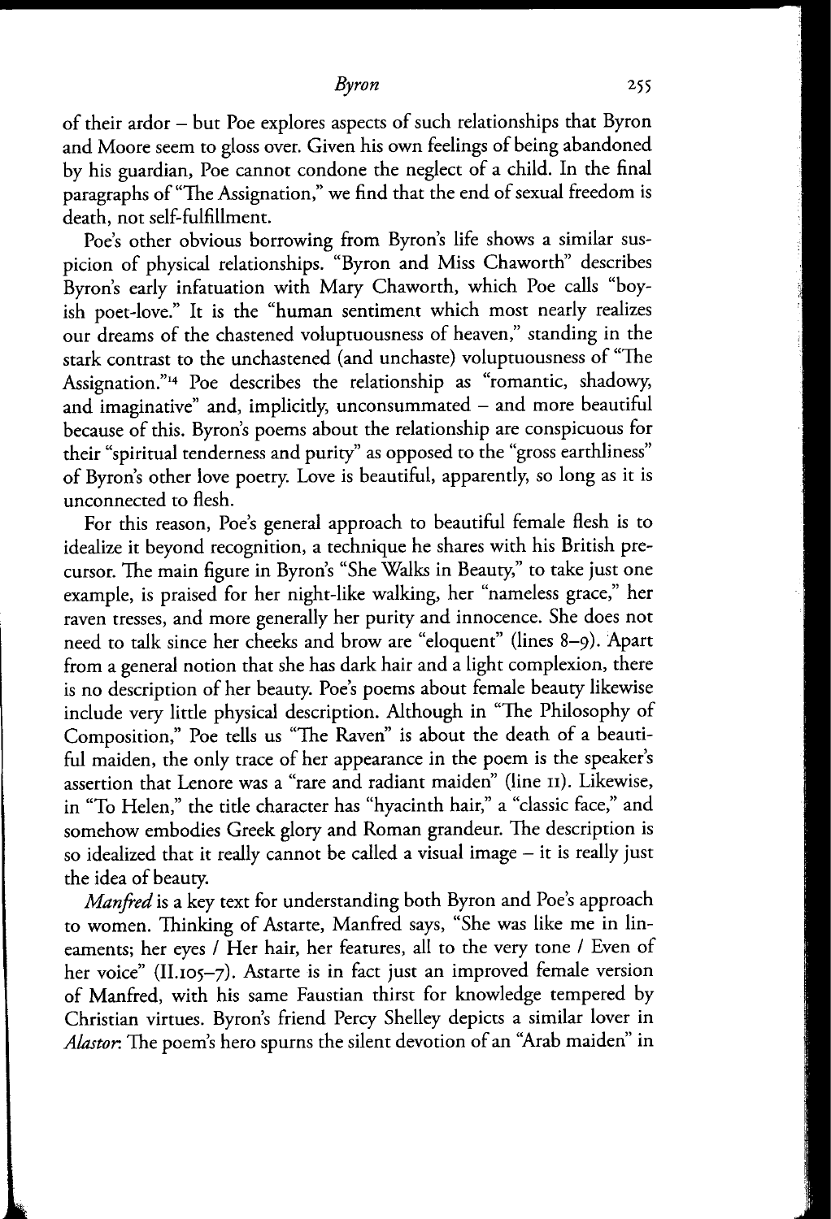of their ardor – but Poe explores aspects of such relationships that Byron and Moore seem to gloss over. Given his own feelings of being abandoned by his guardian, Poe cannot condone the neglect of a child. In the final paragraphs of "The Assignation," we find that the end of sexual freedom is death, not self-fulfillment.

Poe's other obvious borrowing from Byron's life shows a similar suspicion of physical relationships. "Byron and Miss Chaworth" describes Byron's early infatuation with Mary Chaworth, which Poe calls "boyish poet-love." It is the "human sentiment which most nearly realizes our dreams of the chastened voluptuousness of heaven," standing in the stark contrast to the unchastened (and unchaste) voluptuousness of "The Assignation."[14] Poe describes the relationship as "romantic, shadowy, and imaginative" and, implicitly, unconsummated – and more beautiful because of this. Byron's poems about the relationship are conspicuous for their "spiritual tenderness and purity" as opposed to the "gross earthliness" of Byron's other love poetry. Love is beautiful, apparently, so long as it is unconnected to flesh.

For this reason, Poe's general approach to beautiful female flesh is to idealize it beyond recognition, a technique he shares with his British precursor. The main figure in Byron's "She Walks in Beauty," to take just one example, is praised for her night-like walking, her "nameless grace," her raven tresses, and more generally her purity and innocence. She does not need to talk since her cheeks and brow are "eloquent" (lines 8–9). Apart from a general notion that she has dark hair and a light complexion, there is no description of her beauty. Poe's poems about female beauty likewise include very little physical description. Although in "The Philosophy of Composition," Poe tells us "The Raven" is about the death of a beautiful maiden, the only trace of her appearance in the poem is the speaker's assertion that Lenore was a "rare and radiant maiden" (line 11). Likewise, in "To Helen," the title character has "hyacinth hair," a "classic face," and somehow embodies Greek glory and Roman grandeur. The description is so idealized that it really cannot be called a visual image – it is really just the idea of beauty.

*Manfred* is a key text for understanding both Byron and Poe's approach to women. Thinking of Astarte, Manfred says, "She was like me in lineaments; her eyes / Her hair, her features, all to the very tone / Even of her voice" (II.105–7). Astarte is in fact just an improved female version of Manfred, with his same Faustian thirst for knowledge tempered by Christian virtues. Byron's friend Percy Shelley depicts a similar lover in *Alastor*: The poem's hero spurns the silent devotion of an "Arab maiden" in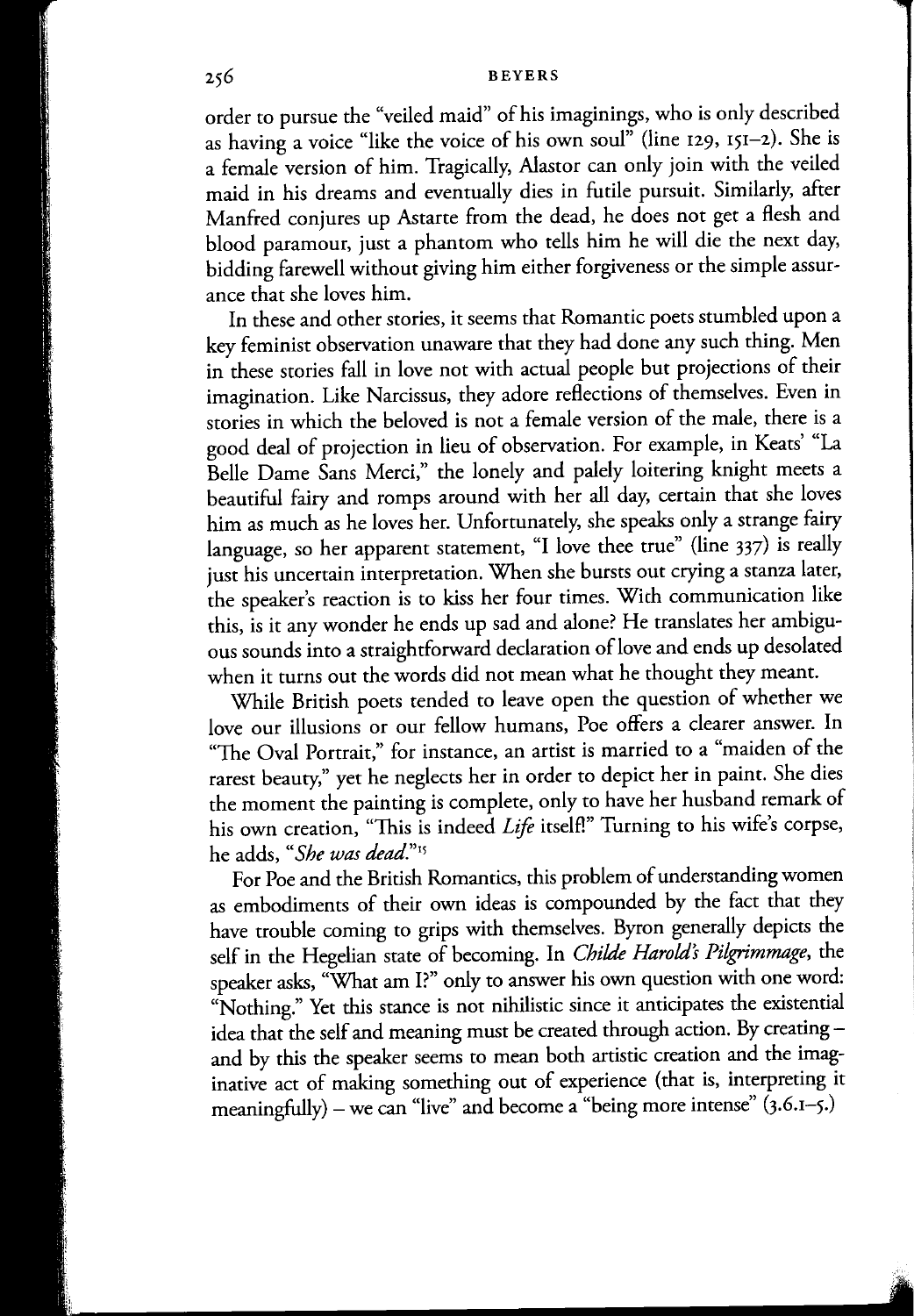order to pursue the "veiled maid" of his imaginings, who is only described as having a voice "like the voice of his own soul" (line 129, 151–2). She is a female version of him. Tragically, Alastor can only join with the veiled maid in his dreams and eventually dies in futile pursuit. Similarly, after Manfred conjures up Astarte from the dead, he does not get a flesh and blood paramour, just a phantom who tells him he will die the next day, bidding farewell without giving him either forgiveness or the simple assurance that she loves him.

In these and other stories, it seems that Romantic poets stumbled upon a key feminist observation unaware that they had done any such thing. Men in these stories fall in love not with actual people but projections of their imagination. Like Narcissus, they adore reflections of themselves. Even in stories in which the beloved is not a female version of the male, there is a good deal of projection in lieu of observation. For example, in Keats' "La Belle Dame Sans Merci," the lonely and palely loitering knight meets a beautiful fairy and romps around with her all day, certain that she loves him as much as he loves her. Unfortunately, she speaks only a strange fairy language, so her apparent statement, "I love thee true" (line 337) is really just his uncertain interpretation. When she bursts out crying a stanza later, the speaker's reaction is to kiss her four times. With communication like this, is it any wonder he ends up sad and alone? He translates her ambiguous sounds into a straightforward declaration of love and ends up desolated when it turns out the words did not mean what he thought they meant.

While British poets tended to leave open the question of whether we love our illusions or our fellow humans, Poe offers a clearer answer. In "The Oval Portrait," for instance, an artist is married to a "maiden of the rarest beauty," yet he neglects her in order to depict her in paint. She dies the moment the painting is complete, only to have her husband remark of his own creation, "This is indeed *Life* itself!" Turning to his wife's corpse, he adds, "*She was dead.*"[15]

For Poe and the British Romantics, this problem of understanding women as embodiments of their own ideas is compounded by the fact that they have trouble coming to grips with themselves. Byron generally depicts the self in the Hegelian state of becoming. In *Childe Harold's Pilgrimmage*, the speaker asks, "What am I?" only to answer his own question with one word: "Nothing." Yet this stance is not nihilistic since it anticipates the existential idea that the self and meaning must be created through action. By creating – and by this the speaker seems to mean both artistic creation and the imaginative act of making something out of experience (that is, interpreting it meaningfully) – we can "live" and become a "being more intense" (3.6.1–5.)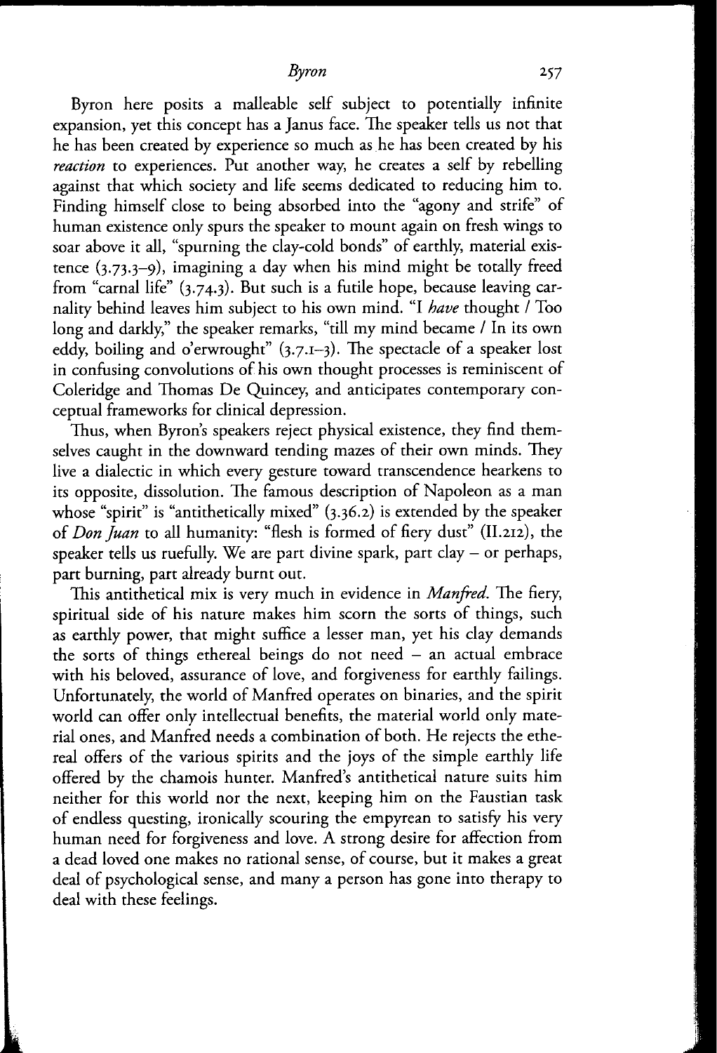Byron here posits a malleable self subject to potentially infinite expansion, yet this concept has a Janus face. The speaker tells us not that he has been created by experience so much as he has been created by his *reaction* to experiences. Put another way, he creates a self by rebelling against that which society and life seems dedicated to reducing him to. Finding himself close to being absorbed into the "agony and strife" of human existence only spurs the speaker to mount again on fresh wings to soar above it all, "spurning the clay-cold bonds" of earthly, material existence (3.73.3–9), imagining a day when his mind might be totally freed from "carnal life" (3.74.3). But such is a futile hope, because leaving carnality behind leaves him subject to his own mind. "I *have* thought / Too long and darkly," the speaker remarks, "till my mind became / In its own eddy, boiling and o'erwrought" (3.7.1–3). The spectacle of a speaker lost in confusing convolutions of his own thought processes is reminiscent of Coleridge and Thomas De Quincey, and anticipates contemporary conceptual frameworks for clinical depression.

Thus, when Byron's speakers reject physical existence, they find themselves caught in the downward tending mazes of their own minds. They live a dialectic in which every gesture toward transcendence hearkens to its opposite, dissolution. The famous description of Napoleon as a man whose "spirit" is "antithetically mixed" (3.36.2) is extended by the speaker of *Don Juan* to all humanity: "flesh is formed of fiery dust" (II.212), the speaker tells us ruefully. We are part divine spark, part clay – or perhaps, part burning, part already burnt out.

This antithetical mix is very much in evidence in *Manfred*. The fiery, spiritual side of his nature makes him scorn the sorts of things, such as earthly power, that might suffice a lesser man, yet his clay demands the sorts of things ethereal beings do not need – an actual embrace with his beloved, assurance of love, and forgiveness for earthly failings. Unfortunately, the world of Manfred operates on binaries, and the spirit world can offer only intellectual benefits, the material world only material ones, and Manfred needs a combination of both. He rejects the ethereal offers of the various spirits and the joys of the simple earthly life offered by the chamois hunter. Manfred's antithetical nature suits him neither for this world nor the next, keeping him on the Faustian task of endless questing, ironically scouring the empyrean to satisfy his very human need for forgiveness and love. A strong desire for affection from a dead loved one makes no rational sense, of course, but it makes a great deal of psychological sense, and many a person has gone into therapy to deal with these feelings.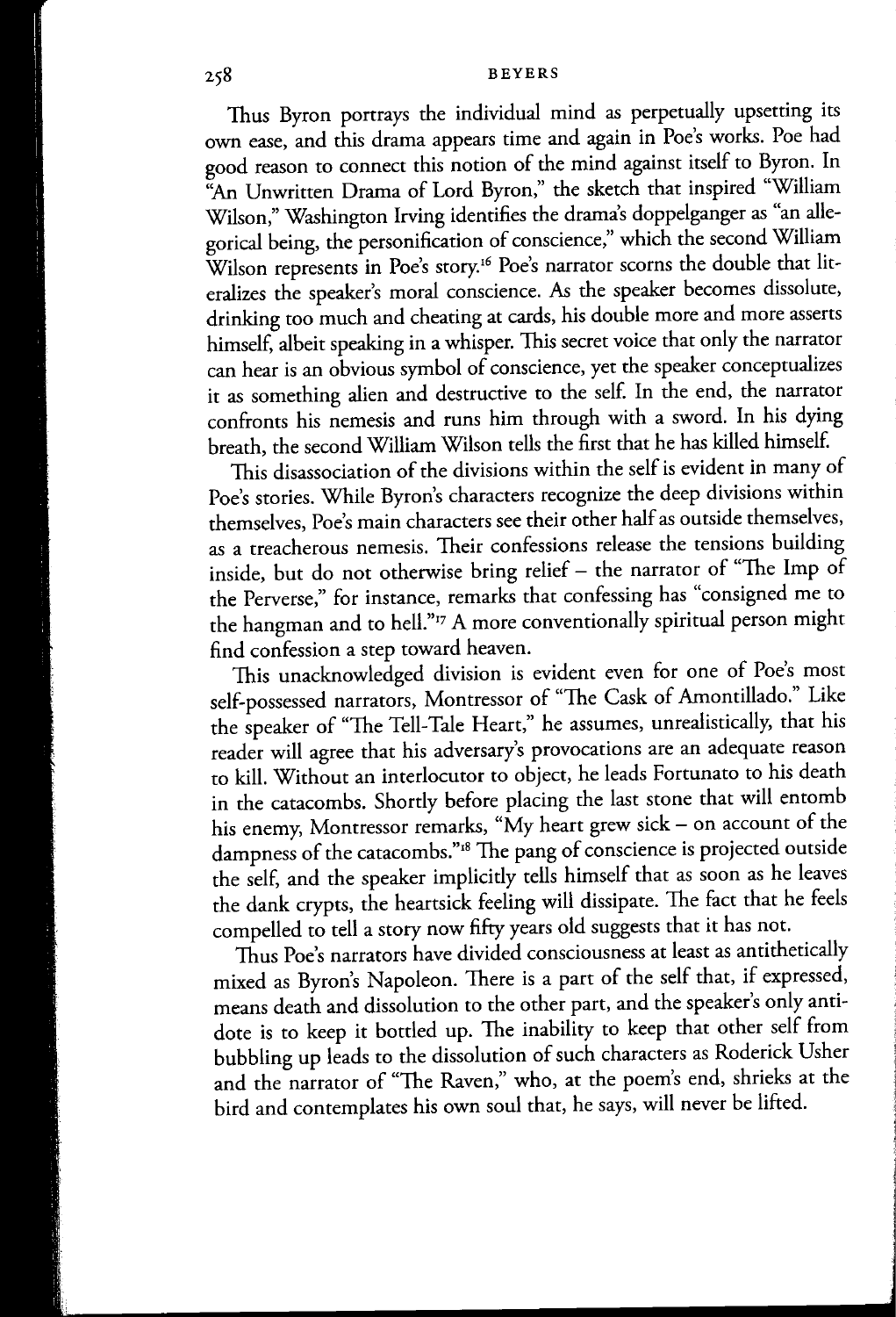Thus Byron portrays the individual mind as perpetually upsetting its own ease, and this drama appears time and again in Poe's works. Poe had good reason to connect this notion of the mind against itself to Byron. In "An Unwritten Drama of Lord Byron," the sketch that inspired "William Wilson," Washington Irving identifies the drama's doppelganger as "an allegorical being, the personification of conscience," which the second William Wilson represents in Poe's story.[16] Poe's narrator scorns the double that literalizes the speaker's moral conscience. As the speaker becomes dissolute, drinking too much and cheating at cards, his double more and more asserts himself, albeit speaking in a whisper. This secret voice that only the narrator can hear is an obvious symbol of conscience, yet the speaker conceptualizes it as something alien and destructive to the self. In the end, the narrator confronts his nemesis and runs him through with a sword. In his dying breath, the second William Wilson tells the first that he has killed himself.

This disassociation of the divisions within the self is evident in many of Poe's stories. While Byron's characters recognize the deep divisions within themselves, Poe's main characters see their other half as outside themselves, as a treacherous nemesis. Their confessions release the tensions building inside, but do not otherwise bring relief – the narrator of "The Imp of the Perverse," for instance, remarks that confessing has "consigned me to the hangman and to hell."[17] A more conventionally spiritual person might find confession a step toward heaven.

This unacknowledged division is evident even for one of Poe's most self-possessed narrators, Montressor of "The Cask of Amontillado." Like the speaker of "The Tell-Tale Heart," he assumes, unrealistically, that his reader will agree that his adversary's provocations are an adequate reason to kill. Without an interlocutor to object, he leads Fortunato to his death in the catacombs. Shortly before placing the last stone that will entomb his enemy, Montressor remarks, "My heart grew sick – on account of the dampness of the catacombs."[18] The pang of conscience is projected outside the self, and the speaker implicitly tells himself that as soon as he leaves the dank crypts, the heartsick feeling will dissipate. The fact that he feels compelled to tell a story now fifty years old suggests that it has not.

Thus Poe's narrators have divided consciousness at least as antithetically mixed as Byron's Napoleon. There is a part of the self that, if expressed, means death and dissolution to the other part, and the speaker's only antidote is to keep it bottled up. The inability to keep that other self from bubbling up leads to the dissolution of such characters as Roderick Usher and the narrator of "The Raven," who, at the poem's end, shrieks at the bird and contemplates his own soul that, he says, will never be lifted.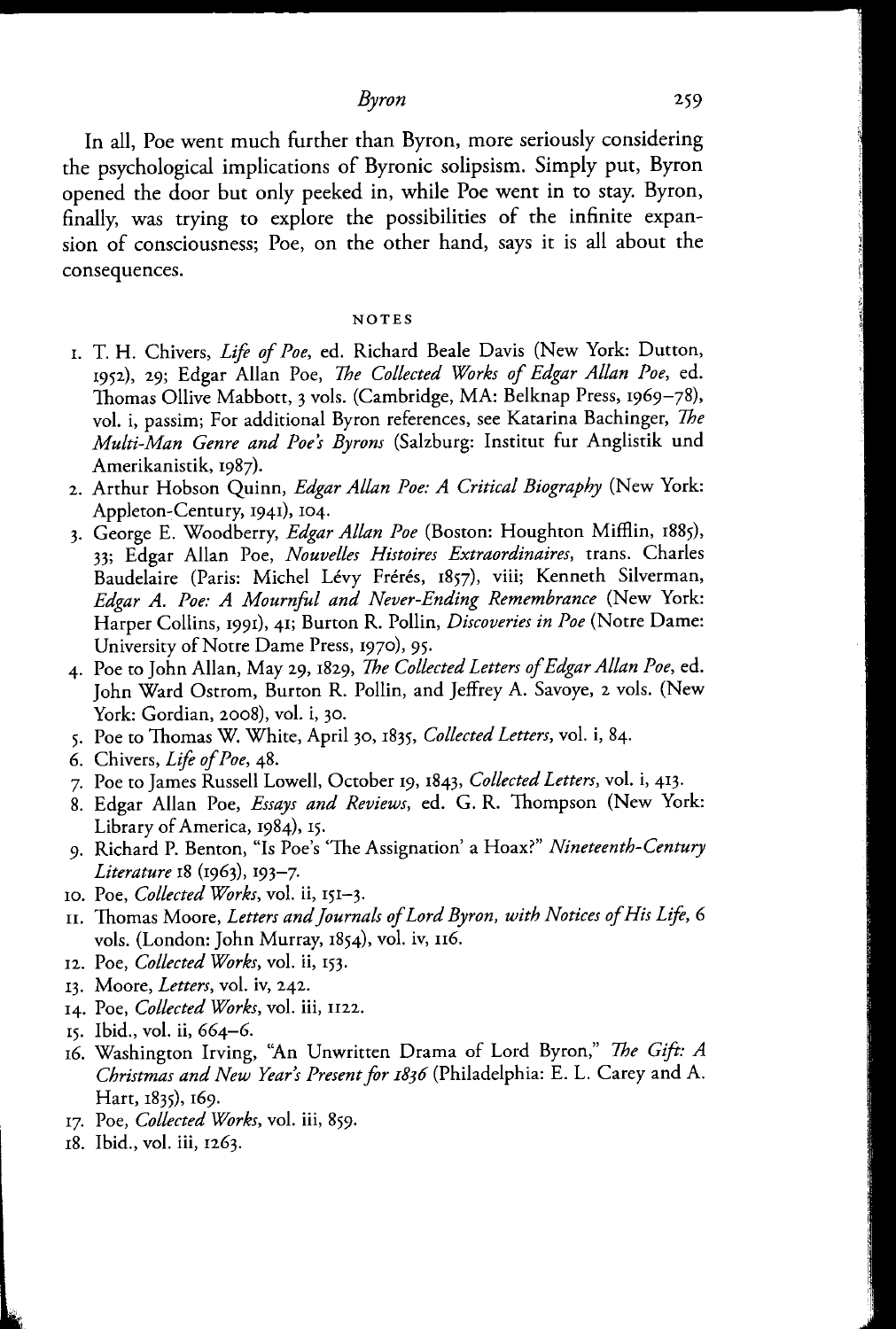In all, Poe went much further than Byron, more seriously considering the psychological implications of Byronic solipsism. Simply put, Byron opened the door but only peeked in, while Poe went in to stay. Byron, finally, was trying to explore the possibilities of the infinite expansion of consciousness; Poe, on the other hand, says it is all about the consequences.

## NOTES

1. T. H. Chivers, *Life of Poe*, ed. Richard Beale Davis (New York: Dutton, 1952), 29; Edgar Allan Poe, *The Collected Works of Edgar Allan Poe*, ed. Thomas Ollive Mabbott, 3 vols. (Cambridge, MA: Belknap Press, 1969–78), vol. i, passim; For additional Byron references, see Katarina Bachinger, *The Multi-Man Genre and Poe's Byrons* (Salzburg: Institut fur Anglistik und Amerikanistik, 1987).
2. Arthur Hobson Quinn, *Edgar Allan Poe: A Critical Biography* (New York: Appleton-Century, 1941), 104.
3. George E. Woodberry, *Edgar Allan Poe* (Boston: Houghton Mifflin, 1885), 33; Edgar Allan Poe, *Nouvelles Histoires Extraordinaires*, trans. Charles Baudelaire (Paris: Michel Lévy Frérés, 1857), viii; Kenneth Silverman, *Edgar A. Poe: A Mournful and Never-Ending Remembrance* (New York: Harper Collins, 1991), 41; Burton R. Pollin, *Discoveries in Poe* (Notre Dame: University of Notre Dame Press, 1970), 95.
4. Poe to John Allan, May 29, 1829, *The Collected Letters of Edgar Allan Poe*, ed. John Ward Ostrom, Burton R. Pollin, and Jeffrey A. Savoye, 2 vols. (New York: Gordian, 2008), vol. i, 30.
5. Poe to Thomas W. White, April 30, 1835, *Collected Letters*, vol. i, 84.
6. Chivers, *Life of Poe*, 48.
7. Poe to James Russell Lowell, October 19, 1843, *Collected Letters*, vol. i, 413.
8. Edgar Allan Poe, *Essays and Reviews*, ed. G. R. Thompson (New York: Library of America, 1984), 15.
9. Richard P. Benton, "Is Poe's 'The Assignation' a Hoax?" *Nineteenth-Century Literature* 18 (1963), 193–7.
10. Poe, *Collected Works*, vol. ii, 151–3.
11. Thomas Moore, *Letters and Journals of Lord Byron, with Notices of His Life*, 6 vols. (London: John Murray, 1854), vol. iv, 116.
12. Poe, *Collected Works*, vol. ii, 153.
13. Moore, *Letters*, vol. iv, 242.
14. Poe, *Collected Works*, vol. iii, 1122.
15. Ibid., vol. ii, 664–6.
16. Washington Irving, "An Unwritten Drama of Lord Byron," *The Gift: A Christmas and New Year's Present for 1836* (Philadelphia: E. L. Carey and A. Hart, 1835), 169.
17. Poe, *Collected Works*, vol. iii, 859.
18. Ibid., vol. iii, 1263.